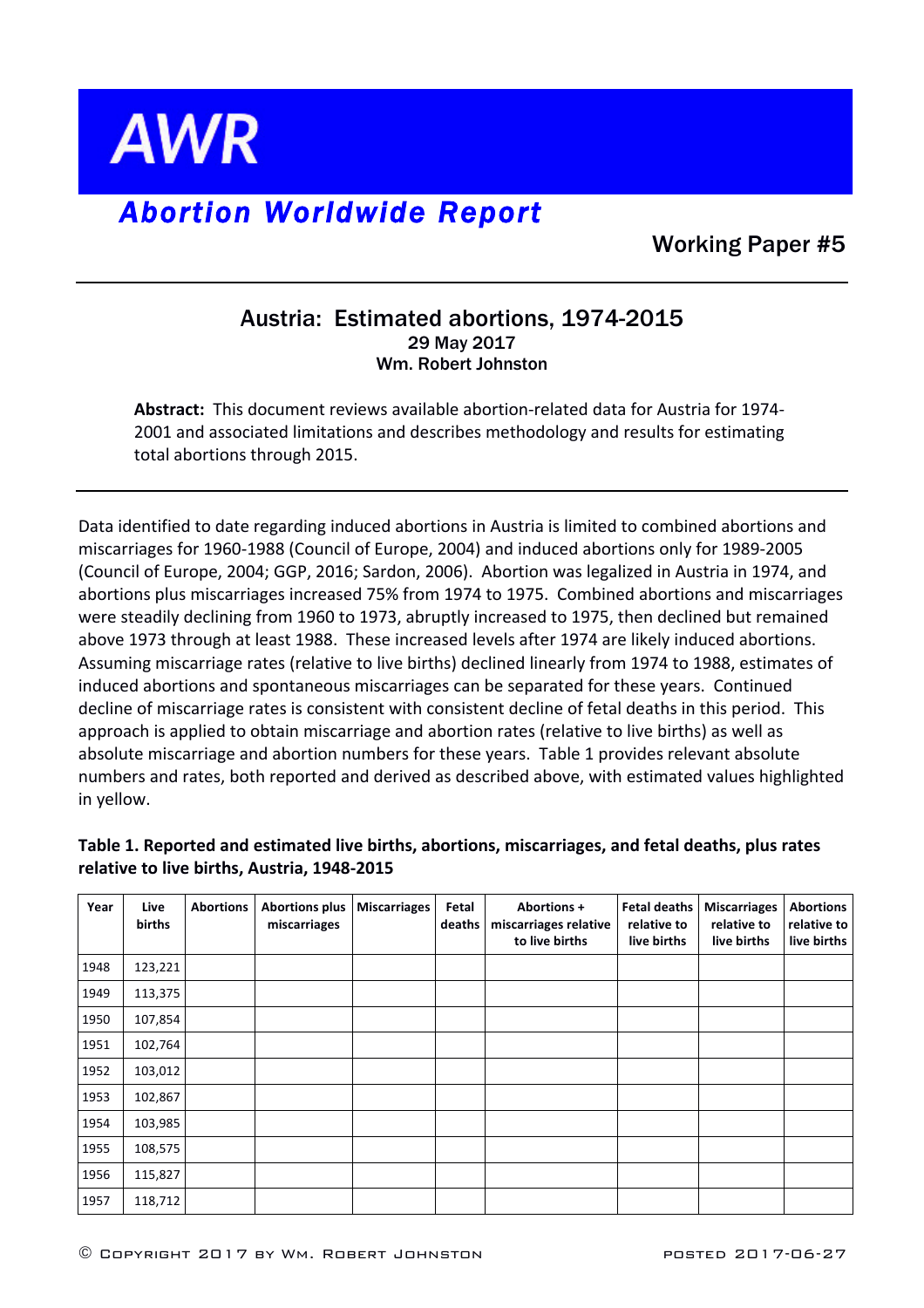# AWR

## *Abortion Worldwide Report*

Working Paper #5

---

## Austria: Estimated abortions, 1974-2015

29 May 2017

Wm. Robert Johnston

**Abstract:** This document reviews available abortion-related data for Austria for 1974-2001 and associated limitations and describes methodology and results for estimating total abortions through 2015.

---

Data identified to date regarding induced abortions in Austria is limited to combined abortions and miscarriages for 1960-1988 (Council of Europe, 2004) and induced abortions only for 1989-2005 (Council of Europe, 2004; GGP, 2016; Sardon, 2006). Abortion was legalized in Austria in 1974, and abortions plus miscarriages increased 75% from 1974 to 1975. Combined abortions and miscarriages were steadily declining from 1960 to 1973, abruptly increased to 1975, then declined but remained above 1973 through at least 1988. These increased levels after 1974 are likely induced abortions. Assuming miscarriage rates (relative to live births) declined linearly from 1974 to 1988, estimates of induced abortions and spontaneous miscarriages can be separated for these years. Continued decline of miscarriage rates is consistent with consistent decline of fetal deaths in this period. This approach is applied to obtain miscarriage and abortion rates (relative to live births) as well as absolute miscarriage and abortion numbers for these years. Table 1 provides relevant absolute numbers and rates, both reported and derived as described above, with estimated values highlighted in yellow.

**Table 1. Reported and estimated live births, abortions, miscarriages, and fetal deaths, plus rates relative to live births, Austria, 1948-2015**

| Year | Live births | Abortions | Abortions plus miscarriages | Miscarriages | Fetal deaths | Abortions + miscarriages relative to live births | Fetal deaths relative to live births | Miscarriages relative to live births | Abortions relative to live births |
|---|---|---|---|---|---|---|---|---|---|
| 1948 | 123,221 | | | | | | | | |
| 1949 | 113,375 | | | | | | | | |
| 1950 | 107,854 | | | | | | | | |
| 1951 | 102,764 | | | | | | | | |
| 1952 | 103,012 | | | | | | | | |
| 1953 | 102,867 | | | | | | | | |
| 1954 | 103,985 | | | | | | | | |
| 1955 | 108,575 | | | | | | | | |
| 1956 | 115,827 | | | | | | | | |
| 1957 | 118,712 | | | | | | | | |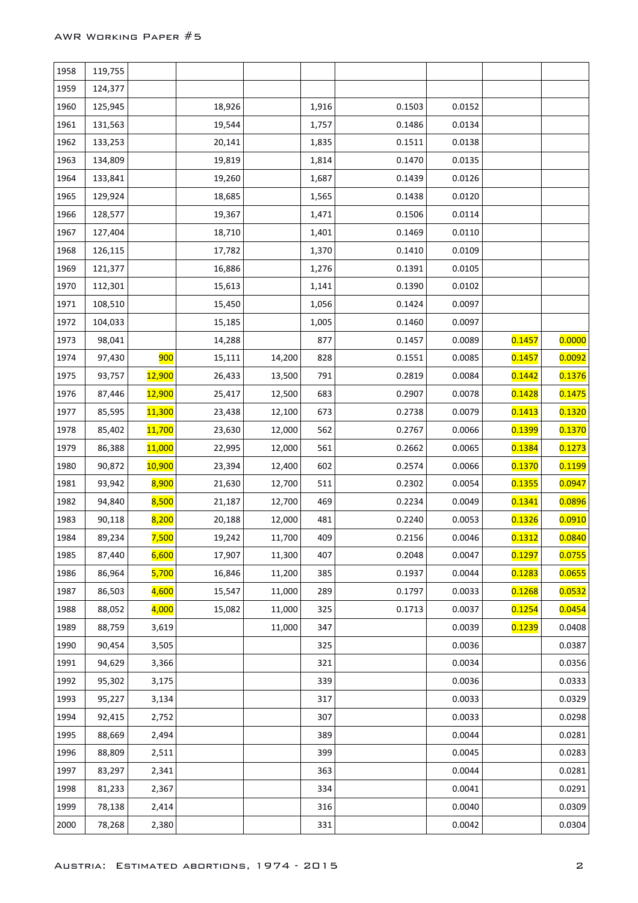| | | | | | | | | | |
|---|---|---|---|---|---|---|---|---|---|
| 1958 | 119,755 | | | | | | | | |
| 1959 | 124,377 | | | | | | | | |
| 1960 | 125,945 | | 18,926 | | 1,916 | 0.1503 | 0.0152 | | |
| 1961 | 131,563 | | 19,544 | | 1,757 | 0.1486 | 0.0134 | | |
| 1962 | 133,253 | | 20,141 | | 1,835 | 0.1511 | 0.0138 | | |
| 1963 | 134,809 | | 19,819 | | 1,814 | 0.1470 | 0.0135 | | |
| 1964 | 133,841 | | 19,260 | | 1,687 | 0.1439 | 0.0126 | | |
| 1965 | 129,924 | | 18,685 | | 1,565 | 0.1438 | 0.0120 | | |
| 1966 | 128,577 | | 19,367 | | 1,471 | 0.1506 | 0.0114 | | |
| 1967 | 127,404 | | 18,710 | | 1,401 | 0.1469 | 0.0110 | | |
| 1968 | 126,115 | | 17,782 | | 1,370 | 0.1410 | 0.0109 | | |
| 1969 | 121,377 | | 16,886 | | 1,276 | 0.1391 | 0.0105 | | |
| 1970 | 112,301 | | 15,613 | | 1,141 | 0.1390 | 0.0102 | | |
| 1971 | 108,510 | | 15,450 | | 1,056 | 0.1424 | 0.0097 | | |
| 1972 | 104,033 | | 15,185 | | 1,005 | 0.1460 | 0.0097 | | |
| 1973 | 98,041 | | 14,288 | | 877 | 0.1457 | 0.0089 | 0.1457 | 0.0000 |
| 1974 | 97,430 | 900 | 15,111 | 14,200 | 828 | 0.1551 | 0.0085 | 0.1457 | 0.0092 |
| 1975 | 93,757 | 12,900 | 26,433 | 13,500 | 791 | 0.2819 | 0.0084 | 0.1442 | 0.1376 |
| 1976 | 87,446 | 12,900 | 25,417 | 12,500 | 683 | 0.2907 | 0.0078 | 0.1428 | 0.1475 |
| 1977 | 85,595 | 11,300 | 23,438 | 12,100 | 673 | 0.2738 | 0.0079 | 0.1413 | 0.1320 |
| 1978 | 85,402 | 11,700 | 23,630 | 12,000 | 562 | 0.2767 | 0.0066 | 0.1399 | 0.1370 |
| 1979 | 86,388 | 11,000 | 22,995 | 12,000 | 561 | 0.2662 | 0.0065 | 0.1384 | 0.1273 |
| 1980 | 90,872 | 10,900 | 23,394 | 12,400 | 602 | 0.2574 | 0.0066 | 0.1370 | 0.1199 |
| 1981 | 93,942 | 8,900 | 21,630 | 12,700 | 511 | 0.2302 | 0.0054 | 0.1355 | 0.0947 |
| 1982 | 94,840 | 8,500 | 21,187 | 12,700 | 469 | 0.2234 | 0.0049 | 0.1341 | 0.0896 |
| 1983 | 90,118 | 8,200 | 20,188 | 12,000 | 481 | 0.2240 | 0.0053 | 0.1326 | 0.0910 |
| 1984 | 89,234 | 7,500 | 19,242 | 11,700 | 409 | 0.2156 | 0.0046 | 0.1312 | 0.0840 |
| 1985 | 87,440 | 6,600 | 17,907 | 11,300 | 407 | 0.2048 | 0.0047 | 0.1297 | 0.0755 |
| 1986 | 86,964 | 5,700 | 16,846 | 11,200 | 385 | 0.1937 | 0.0044 | 0.1283 | 0.0655 |
| 1987 | 86,503 | 4,600 | 15,547 | 11,000 | 289 | 0.1797 | 0.0033 | 0.1268 | 0.0532 |
| 1988 | 88,052 | 4,000 | 15,082 | 11,000 | 325 | 0.1713 | 0.0037 | 0.1254 | 0.0454 |
| 1989 | 88,759 | 3,619 | | 11,000 | 347 | | 0.0039 | 0.1239 | 0.0408 |
| 1990 | 90,454 | 3,505 | | | 325 | | 0.0036 | | 0.0387 |
| 1991 | 94,629 | 3,366 | | | 321 | | 0.0034 | | 0.0356 |
| 1992 | 95,302 | 3,175 | | | 339 | | 0.0036 | | 0.0333 |
| 1993 | 95,227 | 3,134 | | | 317 | | 0.0033 | | 0.0329 |
| 1994 | 92,415 | 2,752 | | | 307 | | 0.0033 | | 0.0298 |
| 1995 | 88,669 | 2,494 | | | 389 | | 0.0044 | | 0.0281 |
| 1996 | 88,809 | 2,511 | | | 399 | | 0.0045 | | 0.0283 |
| 1997 | 83,297 | 2,341 | | | 363 | | 0.0044 | | 0.0281 |
| 1998 | 81,233 | 2,367 | | | 334 | | 0.0041 | | 0.0291 |
| 1999 | 78,138 | 2,414 | | | 316 | | 0.0040 | | 0.0309 |
| 2000 | 78,268 | 2,380 | | | 331 | | 0.0042 | | 0.0304 |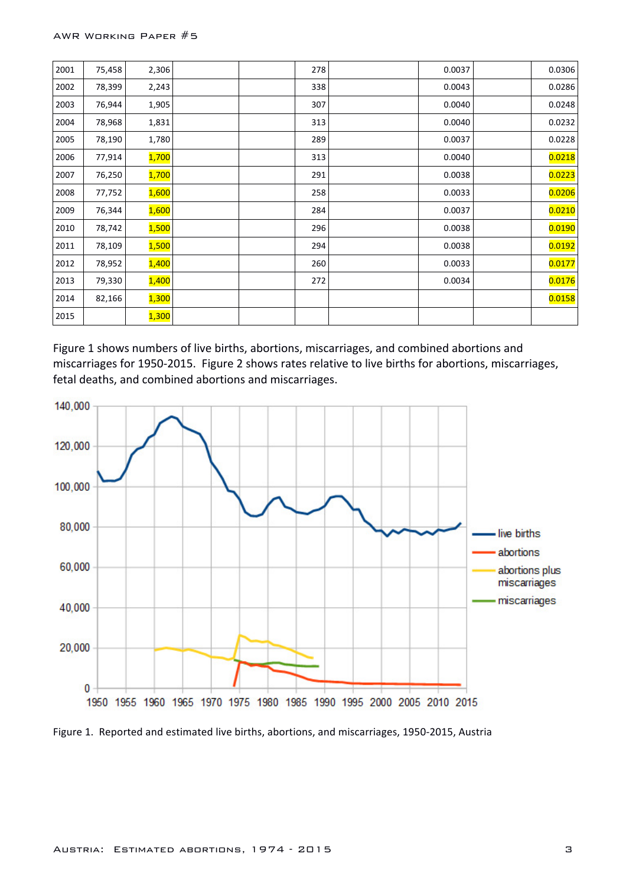| | | | | | | | | | |
|---|---|---|---|---|---|---|---|---|---|
| 2001 | 75,458 | 2,306 | | | 278 | | 0.0037 | | 0.0306 |
| 2002 | 78,399 | 2,243 | | | 338 | | 0.0043 | | 0.0286 |
| 2003 | 76,944 | 1,905 | | | 307 | | 0.0040 | | 0.0248 |
| 2004 | 78,968 | 1,831 | | | 313 | | 0.0040 | | 0.0232 |
| 2005 | 78,190 | 1,780 | | | 289 | | 0.0037 | | 0.0228 |
| 2006 | 77,914 | 1,700 | | | 313 | | 0.0040 | | 0.0218 |
| 2007 | 76,250 | 1,700 | | | 291 | | 0.0038 | | 0.0223 |
| 2008 | 77,752 | 1,600 | | | 258 | | 0.0033 | | 0.0206 |
| 2009 | 76,344 | 1,600 | | | 284 | | 0.0037 | | 0.0210 |
| 2010 | 78,742 | 1,500 | | | 296 | | 0.0038 | | 0.0190 |
| 2011 | 78,109 | 1,500 | | | 294 | | 0.0038 | | 0.0192 |
| 2012 | 78,952 | 1,400 | | | 260 | | 0.0033 | | 0.0177 |
| 2013 | 79,330 | 1,400 | | | 272 | | 0.0034 | | 0.0176 |
| 2014 | 82,166 | 1,300 | | | | | | | 0.0158 |
| 2015 | | 1,300 | | | | | | | |

Figure 1 shows numbers of live births, abortions, miscarriages, and combined abortions and miscarriages for 1950-2015. Figure 2 shows rates relative to live births for abortions, miscarriages, fetal deaths, and combined abortions and miscarriages.

Figure 1. Reported and estimated live births, abortions, and miscarriages, 1950-2015, Austria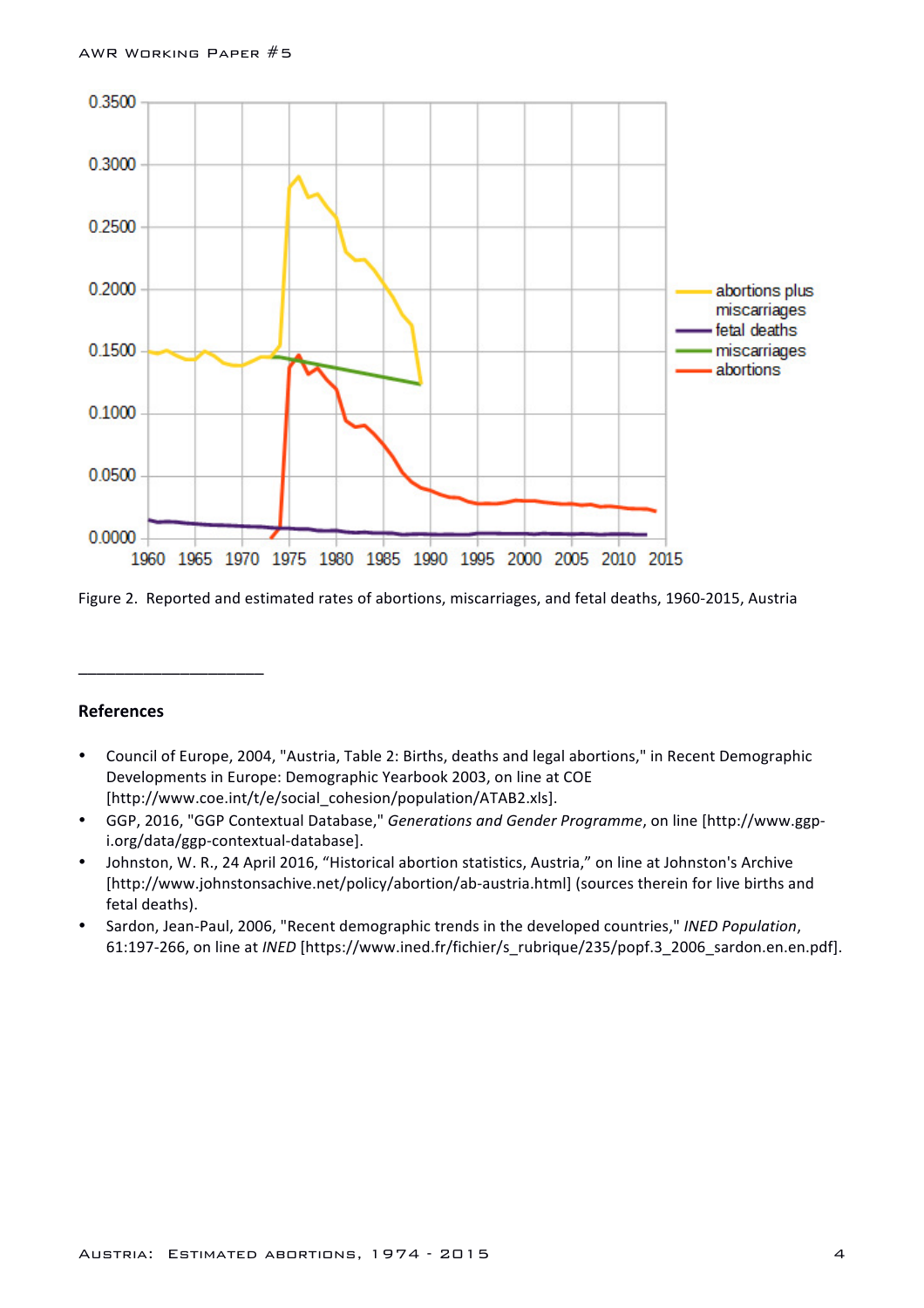0.3500
0.3000
0.2500
0.2000
0.1500
0.1000
0.0500
0.0000

1960 1965 1970 1975 1980 1985 1990 1995 2000 2005 2010 2015

abortions plus miscarriages
fetal deaths
miscarriages
abortions

Figure 2. Reported and estimated rates of abortions, miscarriages, and fetal deaths, 1960-2015, Austria

---

**References**

- Council of Europe, 2004, "Austria, Table 2: Births, deaths and legal abortions," in Recent Demographic Developments in Europe: Demographic Yearbook 2003, on line at COE [http://www.coe.int/t/e/social_cohesion/population/ATAB2.xls].
- GGP, 2016, "GGP Contextual Database," *Generations and Gender Programme*, on line [http://www.ggp-i.org/data/ggp-contextual-database].
- Johnston, W. R., 24 April 2016, "Historical abortion statistics, Austria," on line at Johnston's Archive [http://www.johnstonsachive.net/policy/abortion/ab-austria.html] (sources therein for live births and fetal deaths).
- Sardon, Jean-Paul, 2006, "Recent demographic trends in the developed countries," *INED Population*, 61:197-266, on line at *INED* [https://www.ined.fr/fichier/s_rubrique/235/popf.3_2006_sardon.en.en.pdf].